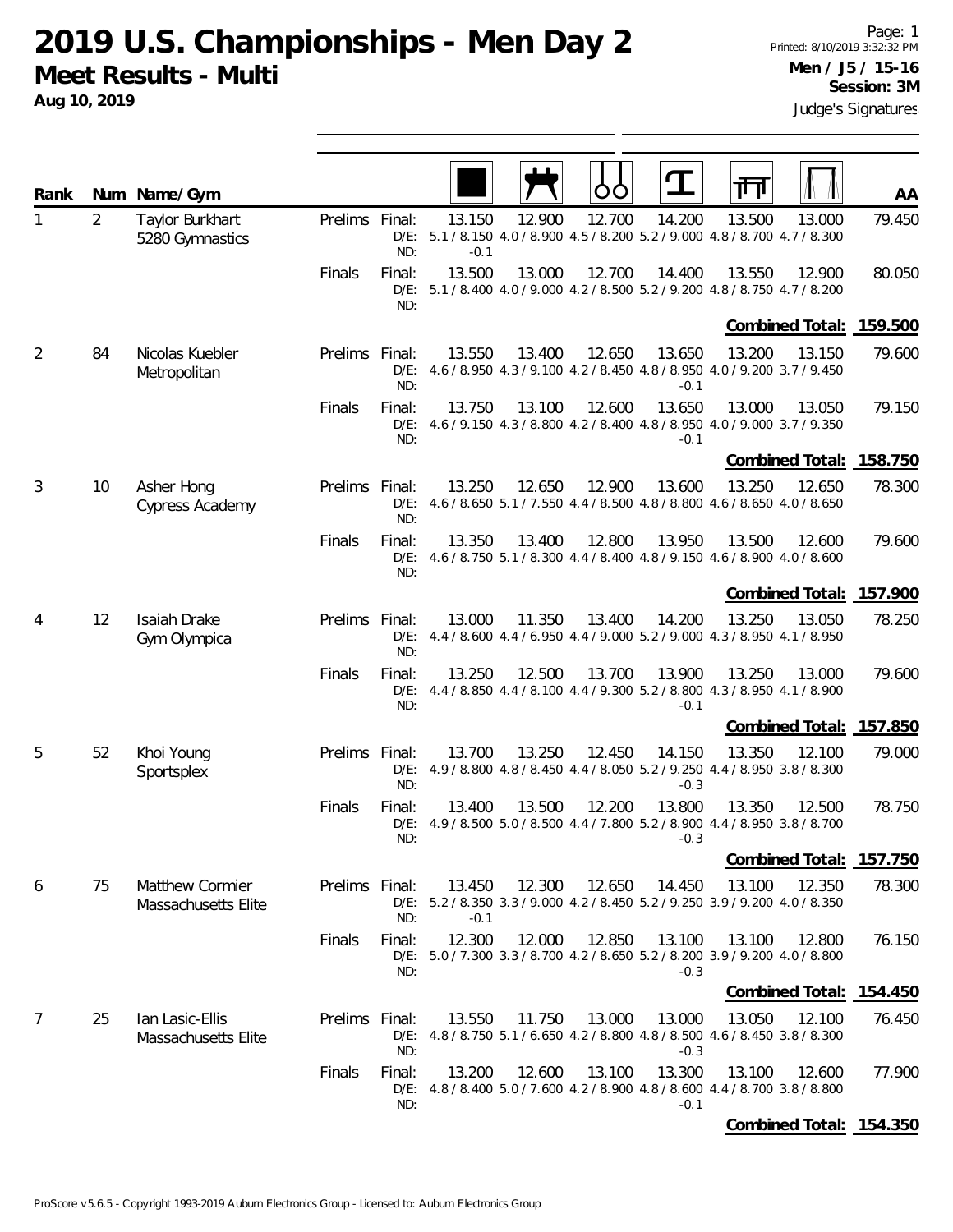# 2019 U.S. Championships - Men Day 2

**Meet Results - Multi**

**Aug 10, 2019**

Printed: 8/10/2019 3:32:32 PM

**Men / J5 / 15-16**

**Session: 3M**

Judge's Signatures

| Rank | Num | Name/Gym | | | Floor | Pommel Horse | Rings | Vault | Parallel Bars | High Bar | AA |
|---|---|---|---|---|---|---|---|---|---|---|---|
| 1 | 2 | Taylor Burkhart<br>5280 Gymnastics | Prelims | Final: | 13.150 | 12.900 | 12.700 | 14.200 | 13.500 | 13.000 | 79.450 |
| | | | | D/E: | 5.1 / 8.150 | 4.0 / 8.900 | 4.5 / 8.200 | 5.2 / 9.000 | 4.8 / 8.700 | 4.7 / 8.300 | |
| | | | | ND: | -0.1 | | | | | | |
| | | | Finals | Final: | 13.500 | 13.000 | 12.700 | 14.400 | 13.550 | 12.900 | 80.050 |
| | | | | D/E: | 5.1 / 8.400 | 4.0 / 9.000 | 4.2 / 8.500 | 5.2 / 9.200 | 4.8 / 8.750 | 4.7 / 8.200 | |
| | | | | ND: | | | | | | | |
| | | | | | | | | | | **Combined Total:** | **159.500** |
| 2 | 84 | Nicolas Kuebler<br>Metropolitan | Prelims | Final: | 13.550 | 13.400 | 12.650 | 13.650 | 13.200 | 13.150 | 79.600 |
| | | | | D/E: | 4.6 / 8.950 | 4.3 / 9.100 | 4.2 / 8.450 | 4.8 / 8.950 | 4.0 / 9.200 | 3.7 / 9.450 | |
| | | | | ND: | | | | -0.1 | | | |
| | | | Finals | Final: | 13.750 | 13.100 | 12.600 | 13.650 | 13.000 | 13.050 | 79.150 |
| | | | | D/E: | 4.6 / 9.150 | 4.3 / 8.800 | 4.2 / 8.400 | 4.8 / 8.950 | 4.0 / 9.000 | 3.7 / 9.350 | |
| | | | | ND: | | | | -0.1 | | | |
| | | | | | | | | | | **Combined Total:** | **158.750** |
| 3 | 10 | Asher Hong<br>Cypress Academy | Prelims | Final: | 13.250 | 12.650 | 12.900 | 13.600 | 13.250 | 12.650 | 78.300 |
| | | | | D/E: | 4.6 / 8.650 | 5.1 / 7.550 | 4.4 / 8.500 | 4.8 / 8.800 | 4.6 / 8.650 | 4.0 / 8.650 | |
| | | | | ND: | | | | | | | |
| | | | Finals | Final: | 13.350 | 13.400 | 12.800 | 13.950 | 13.500 | 12.600 | 79.600 |
| | | | | D/E: | 4.6 / 8.750 | 5.1 / 8.300 | 4.4 / 8.400 | 4.8 / 9.150 | 4.6 / 8.900 | 4.0 / 8.600 | |
| | | | | ND: | | | | | | | |
| | | | | | | | | | | **Combined Total:** | **157.900** |
| 4 | 12 | Isaiah Drake<br>Gym Olympica | Prelims | Final: | 13.000 | 11.350 | 13.400 | 14.200 | 13.250 | 13.050 | 78.250 |
| | | | | D/E: | 4.4 / 8.600 | 4.4 / 6.950 | 4.4 / 9.000 | 5.2 / 9.000 | 4.3 / 8.950 | 4.1 / 8.950 | |
| | | | | ND: | | | | | | | |
| | | | Finals | Final: | 13.250 | 12.500 | 13.700 | 13.900 | 13.250 | 13.000 | 79.600 |
| | | | | D/E: | 4.4 / 8.850 | 4.4 / 8.100 | 4.4 / 9.300 | 5.2 / 8.800 | 4.3 / 8.950 | 4.1 / 8.900 | |
| | | | | ND: | | | | -0.1 | | | |
| | | | | | | | | | | **Combined Total:** | **157.850** |
| 5 | 52 | Khoi Young<br>Sportsplex | Prelims | Final: | 13.700 | 13.250 | 12.450 | 14.150 | 13.350 | 12.100 | 79.000 |
| | | | | D/E: | 4.9 / 8.800 | 4.8 / 8.450 | 4.4 / 8.050 | 5.2 / 9.250 | 4.4 / 8.950 | 3.8 / 8.300 | |
| | | | | ND: | | | | -0.3 | | | |
| | | | Finals | Final: | 13.400 | 13.500 | 12.200 | 13.800 | 13.350 | 12.500 | 78.750 |
| | | | | D/E: | 4.9 / 8.500 | 5.0 / 8.500 | 4.4 / 7.800 | 5.2 / 8.900 | 4.4 / 8.950 | 3.8 / 8.700 | |
| | | | | ND: | | | | -0.3 | | | |
| | | | | | | | | | | **Combined Total:** | **157.750** |
| 6 | 75 | Matthew Cormier<br>Massachusetts Elite | Prelims | Final: | 13.450 | 12.300 | 12.650 | 14.450 | 13.100 | 12.350 | 78.300 |
| | | | | D/E: | 5.2 / 8.350 | 3.3 / 9.000 | 4.2 / 8.450 | 5.2 / 9.250 | 3.9 / 9.200 | 4.0 / 8.350 | |
| | | | | ND: | -0.1 | | | | | | |
| | | | Finals | Final: | 12.300 | 12.000 | 12.850 | 13.100 | 13.100 | 12.800 | 76.150 |
| | | | | D/E: | 5.0 / 7.300 | 3.3 / 8.700 | 4.2 / 8.650 | 5.2 / 8.200 | 3.9 / 9.200 | 4.0 / 8.800 | |
| | | | | ND: | | | | -0.3 | | | |
| | | | | | | | | | | **Combined Total:** | **154.450** |
| 7 | 25 | Ian Lasic-Ellis<br>Massachusetts Elite | Prelims | Final: | 13.550 | 11.750 | 13.000 | 13.000 | 13.050 | 12.100 | 76.450 |
| | | | | D/E: | 4.8 / 8.750 | 5.1 / 6.650 | 4.2 / 8.800 | 4.8 / 8.500 | 4.6 / 8.450 | 3.8 / 8.300 | |
| | | | | ND: | | | | -0.3 | | | |
| | | | Finals | Final: | 13.200 | 12.600 | 13.100 | 13.300 | 13.100 | 12.600 | 77.900 |
| | | | | D/E: | 4.8 / 8.400 | 5.0 / 7.600 | 4.2 / 8.900 | 4.8 / 8.600 | 4.4 / 8.700 | 3.8 / 8.800 | |
| | | | | ND: | | | | -0.1 | | | |
| | | | | | | | | | | **Combined Total:** | **154.350** |

ProScore v5.6.5 - Copyright 1993-2019 Auburn Electronics Group - Licensed to: Auburn Electronics Group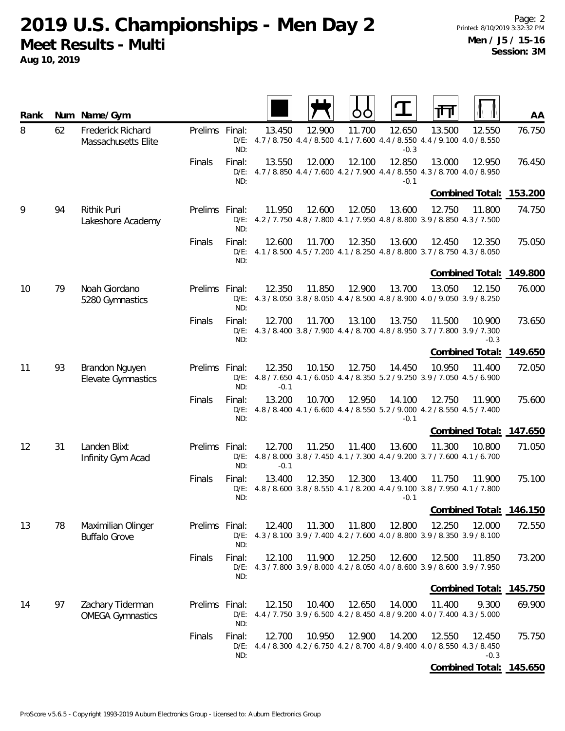# 2019 U.S. Championships - Men Day 2

**Meet Results - Multi**

**Aug 10, 2019**

Printed: 8/10/2019 3:32:32 PM

**Men / J5 / 15-16**
**Session: 3M**

| Rank | Num | Name/Gym | | | Floor | Pommel Horse | Rings | Vault | Parallel Bars | High Bar | AA |
|---|---|---|---|---|---|---|---|---|---|---|---|
| 8 | 62 | Frederick Richard, Massachusetts Elite | Prelims | Final: | 13.450 | 12.900 | 11.700 | 12.650 | 13.500 | 12.550 | 76.750 |
| | | | | D/E: | 4.7 / 8.750 | 4.4 / 8.500 | 4.1 / 7.600 | 4.4 / 8.550 | 4.4 / 9.100 | 4.0 / 8.550 | |
| | | | | ND: | | | | -0.3 | | | |
| | | | Finals | Final: | 13.550 | 12.000 | 12.100 | 12.850 | 13.000 | 12.950 | 76.450 |
| | | | | D/E: | 4.7 / 8.850 | 4.4 / 7.600 | 4.2 / 7.900 | 4.4 / 8.550 | 4.3 / 8.700 | 4.0 / 8.950 | |
| | | | | ND: | | | | -0.1 | | | |
| | | | | | | | | | | **Combined Total:** | **153.200** |
| 9 | 94 | Rithik Puri, Lakeshore Academy | Prelims | Final: | 11.950 | 12.600 | 12.050 | 13.600 | 12.750 | 11.800 | 74.750 |
| | | | | D/E: | 4.2 / 7.750 | 4.8 / 7.800 | 4.1 / 7.950 | 4.8 / 8.800 | 3.9 / 8.850 | 4.3 / 7.500 | |
| | | | | ND: | | | | | | | |
| | | | Finals | Final: | 12.600 | 11.700 | 12.350 | 13.600 | 12.450 | 12.350 | 75.050 |
| | | | | D/E: | 4.1 / 8.500 | 4.5 / 7.200 | 4.1 / 8.250 | 4.8 / 8.800 | 3.7 / 8.750 | 4.3 / 8.050 | |
| | | | | ND: | | | | | | | |
| | | | | | | | | | | **Combined Total:** | **149.800** |
| 10 | 79 | Noah Giordano, 5280 Gymnastics | Prelims | Final: | 12.350 | 11.850 | 12.900 | 13.700 | 13.050 | 12.150 | 76.000 |
| | | | | D/E: | 4.3 / 8.050 | 3.8 / 8.050 | 4.4 / 8.500 | 4.8 / 8.900 | 4.0 / 9.050 | 3.9 / 8.250 | |
| | | | | ND: | | | | | | | |
| | | | Finals | Final: | 12.700 | 11.700 | 13.100 | 13.750 | 11.500 | 10.900 | 73.650 |
| | | | | D/E: | 4.3 / 8.400 | 3.8 / 7.900 | 4.4 / 8.700 | 4.8 / 8.950 | 3.7 / 7.800 | 3.9 / 7.300 | |
| | | | | ND: | | | | | | -0.3 | |
| | | | | | | | | | | **Combined Total:** | **149.650** |
| 11 | 93 | Brandon Nguyen, Elevate Gymnastics | Prelims | Final: | 12.350 | 10.150 | 12.750 | 14.450 | 10.950 | 11.400 | 72.050 |
| | | | | D/E: | 4.8 / 7.650 | 4.1 / 6.050 | 4.4 / 8.350 | 5.2 / 9.250 | 3.9 / 7.050 | 4.5 / 6.900 | |
| | | | | ND: | -0.1 | | | | | | |
| | | | Finals | Final: | 13.200 | 10.700 | 12.950 | 14.100 | 12.750 | 11.900 | 75.600 |
| | | | | D/E: | 4.8 / 8.400 | 4.1 / 6.600 | 4.4 / 8.550 | 5.2 / 9.000 | 4.2 / 8.550 | 4.5 / 7.400 | |
| | | | | ND: | | | | -0.1 | | | |
| | | | | | | | | | | **Combined Total:** | **147.650** |
| 12 | 31 | Landen Blixt, Infinity Gym Acad | Prelims | Final: | 12.700 | 11.250 | 11.400 | 13.600 | 11.300 | 10.800 | 71.050 |
| | | | | D/E: | 4.8 / 8.000 | 3.8 / 7.450 | 4.1 / 7.300 | 4.4 / 9.200 | 3.7 / 7.600 | 4.1 / 6.700 | |
| | | | | ND: | -0.1 | | | | | | |
| | | | Finals | Final: | 13.400 | 12.350 | 12.300 | 13.400 | 11.750 | 11.900 | 75.100 |
| | | | | D/E: | 4.8 / 8.600 | 3.8 / 8.550 | 4.1 / 8.200 | 4.4 / 9.100 | 3.8 / 7.950 | 4.1 / 7.800 | |
| | | | | ND: | | | | -0.1 | | | |
| | | | | | | | | | | **Combined Total:** | **146.150** |
| 13 | 78 | Maximilian Olinger, Buffalo Grove | Prelims | Final: | 12.400 | 11.300 | 11.800 | 12.800 | 12.250 | 12.000 | 72.550 |
| | | | | D/E: | 4.3 / 8.100 | 3.9 / 7.400 | 4.2 / 7.600 | 4.0 / 8.800 | 3.9 / 8.350 | 3.9 / 8.100 | |
| | | | | ND: | | | | | | | |
| | | | Finals | Final: | 12.100 | 11.900 | 12.250 | 12.600 | 12.500 | 11.850 | 73.200 |
| | | | | D/E: | 4.3 / 7.800 | 3.9 / 8.000 | 4.2 / 8.050 | 4.0 / 8.600 | 3.9 / 8.600 | 3.9 / 7.950 | |
| | | | | ND: | | | | | | | |
| | | | | | | | | | | **Combined Total:** | **145.750** |
| 14 | 97 | Zachary Tiderman, OMEGA Gymnastics | Prelims | Final: | 12.150 | 10.400 | 12.650 | 14.000 | 11.400 | 9.300 | 69.900 |
| | | | | D/E: | 4.4 / 7.750 | 3.9 / 6.500 | 4.2 / 8.450 | 4.8 / 9.200 | 4.0 / 7.400 | 4.3 / 5.000 | |
| | | | | ND: | | | | | | | |
| | | | Finals | Final: | 12.700 | 10.950 | 12.900 | 14.200 | 12.550 | 12.450 | 75.750 |
| | | | | D/E: | 4.4 / 8.300 | 4.2 / 6.750 | 4.2 / 8.700 | 4.8 / 9.400 | 4.0 / 8.550 | 4.3 / 8.450 | |
| | | | | ND: | | | | | | -0.3 | |
| | | | | | | | | | | **Combined Total:** | **145.650** |

ProScore v5.6.5 - Copyright 1993-2019 Auburn Electronics Group - Licensed to: Auburn Electronics Group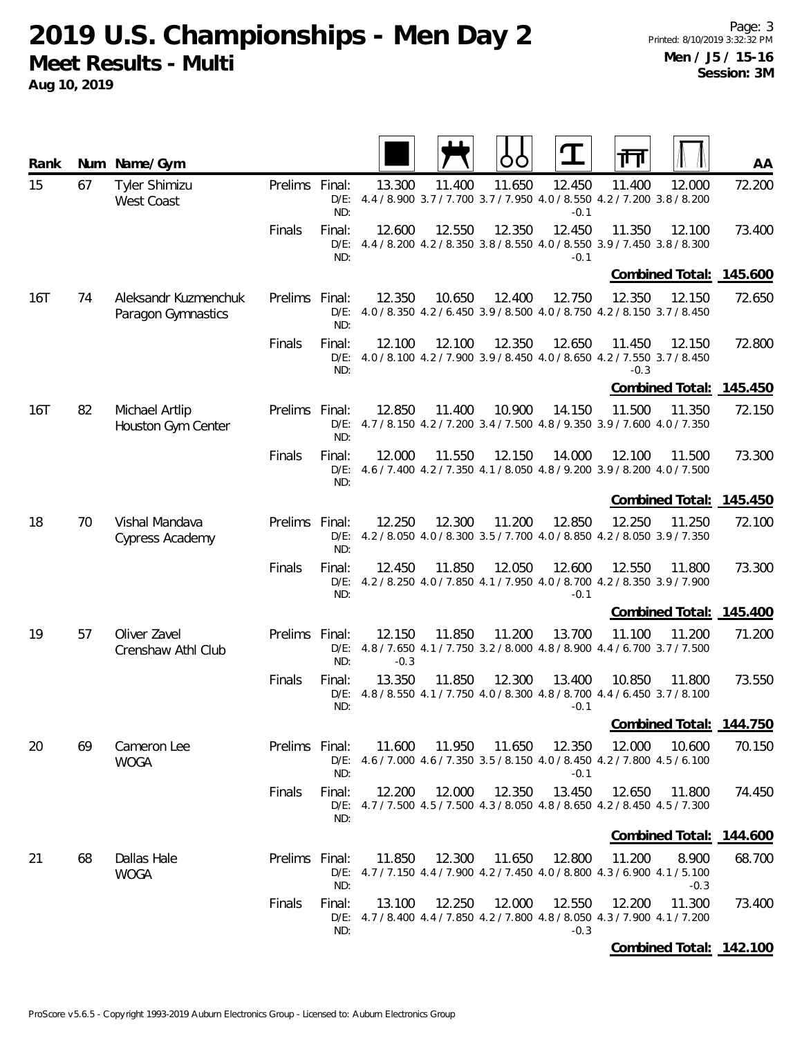# 2019 U.S. Championships - Men Day 2

**Meet Results - Multi**

**Aug 10, 2019**

**Men / J5 / 15-16**
**Session: 3M**

| Rank | Num | Name/Gym | | | Floor | Pommel Horse | Rings | Vault | Parallel Bars | High Bar | AA |
|---|---|---|---|---|---|---|---|---|---|---|---|
| 15 | 67 | Tyler Shimizu<br>West Coast | Prelims | Final: | 13.300 | 11.400 | 11.650 | 12.450 | 11.400 | 12.000 | 72.200 |
| | | | | D/E: | 4.4 / 8.900 | 3.7 / 7.700 | 3.7 / 7.950 | 4.0 / 8.550 | 4.2 / 7.200 | 3.8 / 8.200 | |
| | | | | ND: | | | | -0.1 | | | |
| | | | Finals | Final: | 12.600 | 12.550 | 12.350 | 12.450 | 11.350 | 12.100 | 73.400 |
| | | | | D/E: | 4.4 / 8.200 | 4.2 / 8.350 | 3.8 / 8.550 | 4.0 / 8.550 | 3.9 / 7.450 | 3.8 / 8.300 | |
| | | | | ND: | | | | -0.1 | | | |
| | | | | | | | | | | **Combined Total:** | **145.600** |
| 16T | 74 | Aleksandr Kuzmenchuk<br>Paragon Gymnastics | Prelims | Final: | 12.350 | 10.650 | 12.400 | 12.750 | 12.350 | 12.150 | 72.650 |
| | | | | D/E: | 4.0 / 8.350 | 4.2 / 6.450 | 3.9 / 8.500 | 4.0 / 8.750 | 4.2 / 8.150 | 3.7 / 8.450 | |
| | | | | ND: | | | | | | | |
| | | | Finals | Final: | 12.100 | 12.100 | 12.350 | 12.650 | 11.450 | 12.150 | 72.800 |
| | | | | D/E: | 4.0 / 8.100 | 4.2 / 7.900 | 3.9 / 8.450 | 4.0 / 8.650 | 4.2 / 7.550 | 3.7 / 8.450 | |
| | | | | ND: | | | | | -0.3 | | |
| | | | | | | | | | | **Combined Total:** | **145.450** |
| 16T | 82 | Michael Artlip<br>Houston Gym Center | Prelims | Final: | 12.850 | 11.400 | 10.900 | 14.150 | 11.500 | 11.350 | 72.150 |
| | | | | D/E: | 4.7 / 8.150 | 4.2 / 7.200 | 3.4 / 7.500 | 4.8 / 9.350 | 3.9 / 7.600 | 4.0 / 7.350 | |
| | | | | ND: | | | | | | | |
| | | | Finals | Final: | 12.000 | 11.550 | 12.150 | 14.000 | 12.100 | 11.500 | 73.300 |
| | | | | D/E: | 4.6 / 7.400 | 4.2 / 7.350 | 4.1 / 8.050 | 4.8 / 9.200 | 3.9 / 8.200 | 4.0 / 7.500 | |
| | | | | ND: | | | | | | | |
| | | | | | | | | | | **Combined Total:** | **145.450** |
| 18 | 70 | Vishal Mandava<br>Cypress Academy | Prelims | Final: | 12.250 | 12.300 | 11.200 | 12.850 | 12.250 | 11.250 | 72.100 |
| | | | | D/E: | 4.2 / 8.050 | 4.0 / 8.300 | 3.5 / 7.700 | 4.0 / 8.850 | 4.2 / 8.050 | 3.9 / 7.350 | |
| | | | | ND: | | | | | | | |
| | | | Finals | Final: | 12.450 | 11.850 | 12.050 | 12.600 | 12.550 | 11.800 | 73.300 |
| | | | | D/E: | 4.2 / 8.250 | 4.0 / 7.850 | 4.1 / 7.950 | 4.0 / 8.700 | 4.2 / 8.350 | 3.9 / 7.900 | |
| | | | | ND: | | | | -0.1 | | | |
| | | | | | | | | | | **Combined Total:** | **145.400** |
| 19 | 57 | Oliver Zavel<br>Crenshaw Athl Club | Prelims | Final: | 12.150 | 11.850 | 11.200 | 13.700 | 11.100 | 11.200 | 71.200 |
| | | | | D/E: | 4.8 / 7.650 | 4.1 / 7.750 | 3.2 / 8.000 | 4.8 / 8.900 | 4.4 / 6.700 | 3.7 / 7.500 | |
| | | | | ND: | -0.3 | | | | | | |
| | | | Finals | Final: | 13.350 | 11.850 | 12.300 | 13.400 | 10.850 | 11.800 | 73.550 |
| | | | | D/E: | 4.8 / 8.550 | 4.1 / 7.750 | 4.0 / 8.300 | 4.8 / 8.700 | 4.4 / 6.450 | 3.7 / 8.100 | |
| | | | | ND: | | | | -0.1 | | | |
| | | | | | | | | | | **Combined Total:** | **144.750** |
| 20 | 69 | Cameron Lee<br>WOGA | Prelims | Final: | 11.600 | 11.950 | 11.650 | 12.350 | 12.000 | 10.600 | 70.150 |
| | | | | D/E: | 4.6 / 7.000 | 4.6 / 7.350 | 3.5 / 8.150 | 4.0 / 8.450 | 4.2 / 7.800 | 4.5 / 6.100 | |
| | | | | ND: | | | | -0.1 | | | |
| | | | Finals | Final: | 12.200 | 12.000 | 12.350 | 13.450 | 12.650 | 11.800 | 74.450 |
| | | | | D/E: | 4.7 / 7.500 | 4.5 / 7.500 | 4.3 / 8.050 | 4.8 / 8.650 | 4.2 / 8.450 | 4.5 / 7.300 | |
| | | | | ND: | | | | | | | |
| | | | | | | | | | | **Combined Total:** | **144.600** |
| 21 | 68 | Dallas Hale<br>WOGA | Prelims | Final: | 11.850 | 12.300 | 11.650 | 12.800 | 11.200 | 8.900 | 68.700 |
| | | | | D/E: | 4.7 / 7.150 | 4.4 / 7.900 | 4.2 / 7.450 | 4.0 / 8.800 | 4.3 / 6.900 | 4.1 / 5.100 | |
| | | | | ND: | | | | | | -0.3 | |
| | | | Finals | Final: | 13.100 | 12.250 | 12.000 | 12.550 | 12.200 | 11.300 | 73.400 |
| | | | | D/E: | 4.7 / 8.400 | 4.4 / 7.850 | 4.2 / 7.800 | 4.8 / 8.050 | 4.3 / 7.900 | 4.1 / 7.200 | |
| | | | | ND: | | | | -0.3 | | | |
| | | | | | | | | | | **Combined Total:** | **142.100** |

ProScore v5.6.5 - Copyright 1993-2019 Auburn Electronics Group - Licensed to: Auburn Electronics Group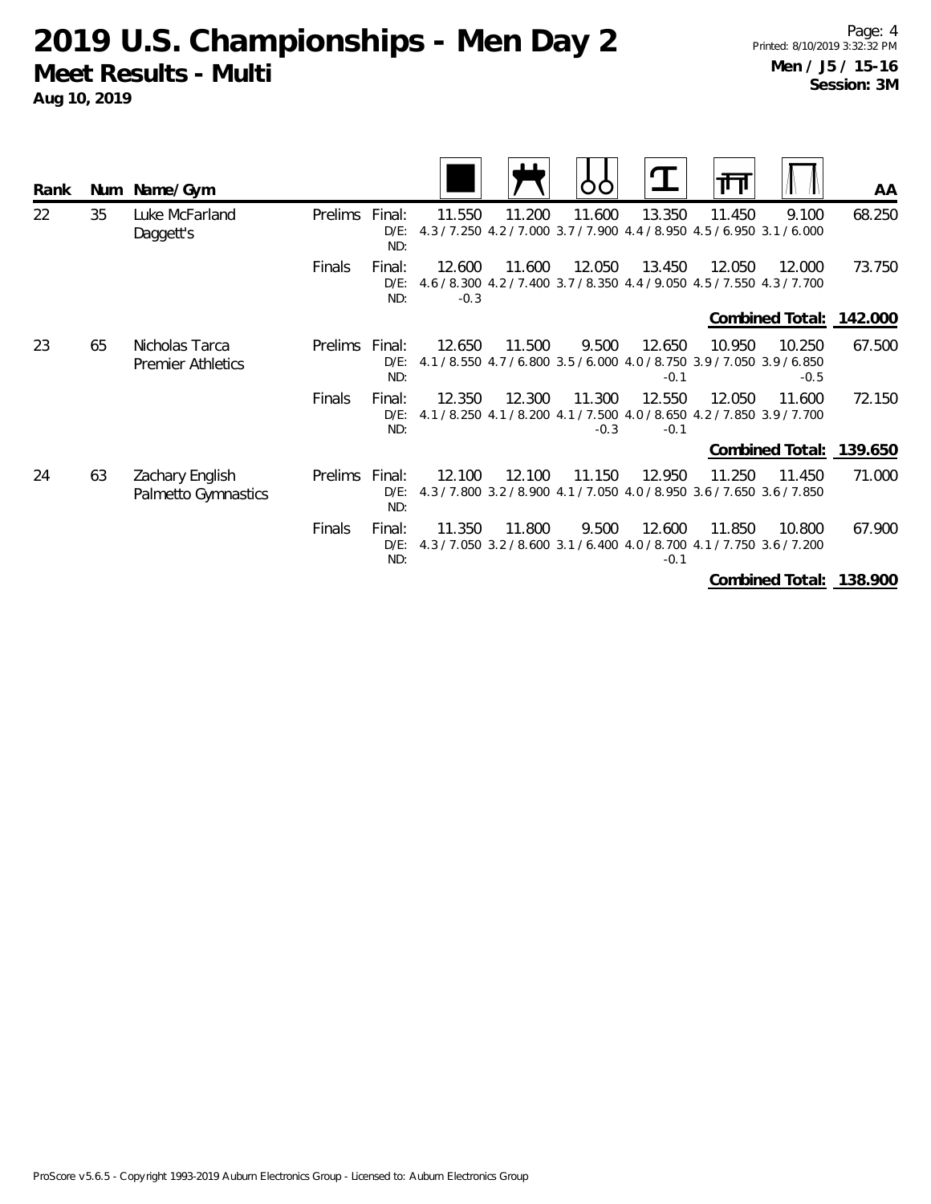# 2019 U.S. Championships - Men Day 2

**Meet Results - Multi**

**Aug 10, 2019**

Page: 4
Printed: 8/10/2019 3:32:32 PM
**Men / J5 / 15-16**
**Session: 3M**

| Rank | Num | Name/Gym | | | Floor | Pommel Horse | Rings | Vault | Parallel Bars | High Bar | AA |
|---|---|---|---|---|---|---|---|---|---|---|---|
| 22 | 35 | Luke McFarland Daggett's | Prelims | Final: | 11.550 | 11.200 | 11.600 | 13.350 | 11.450 | 9.100 | 68.250 |
| | | | | D/E: | 4.3 / 7.250 | 4.2 / 7.000 | 3.7 / 7.900 | 4.4 / 8.950 | 4.5 / 6.950 | 3.1 / 6.000 | |
| | | | | ND: | | | | | | | |
| | | | Finals | Final: | 12.600 | 11.600 | 12.050 | 13.450 | 12.050 | 12.000 | 73.750 |
| | | | | D/E: | 4.6 / 8.300 | 4.2 / 7.400 | 3.7 / 8.350 | 4.4 / 9.050 | 4.5 / 7.550 | 4.3 / 7.700 | |
| | | | | ND: | -0.3 | | | | | | |
| | | | | | | | | | | **Combined Total:** | **142.000** |
| 23 | 65 | Nicholas Tarca Premier Athletics | Prelims | Final: | 12.650 | 11.500 | 9.500 | 12.650 | 10.950 | 10.250 | 67.500 |
| | | | | D/E: | 4.1 / 8.550 | 4.7 / 6.800 | 3.5 / 6.000 | 4.0 / 8.750 | 3.9 / 7.050 | 3.9 / 6.850 | |
| | | | | ND: | | | | -0.1 | | -0.5 | |
| | | | Finals | Final: | 12.350 | 12.300 | 11.300 | 12.550 | 12.050 | 11.600 | 72.150 |
| | | | | D/E: | 4.1 / 8.250 | 4.1 / 8.200 | 4.1 / 7.500 | 4.0 / 8.650 | 4.2 / 7.850 | 3.9 / 7.700 | |
| | | | | ND: | | | -0.3 | -0.1 | | | |
| | | | | | | | | | | **Combined Total:** | **139.650** |
| 24 | 63 | Zachary English Palmetto Gymnastics | Prelims | Final: | 12.100 | 12.100 | 11.150 | 12.950 | 11.250 | 11.450 | 71.000 |
| | | | | D/E: | 4.3 / 7.800 | 3.2 / 8.900 | 4.1 / 7.050 | 4.0 / 8.950 | 3.6 / 7.650 | 3.6 / 7.850 | |
| | | | | ND: | | | | | | | |
| | | | Finals | Final: | 11.350 | 11.800 | 9.500 | 12.600 | 11.850 | 10.800 | 67.900 |
| | | | | D/E: | 4.3 / 7.050 | 3.2 / 8.600 | 3.1 / 6.400 | 4.0 / 8.700 | 4.1 / 7.750 | 3.6 / 7.200 | |
| | | | | ND: | | | | -0.1 | | | |
| | | | | | | | | | | **Combined Total:** | **138.900** |

ProScore v5.6.5 - Copyright 1993-2019 Auburn Electronics Group - Licensed to: Auburn Electronics Group